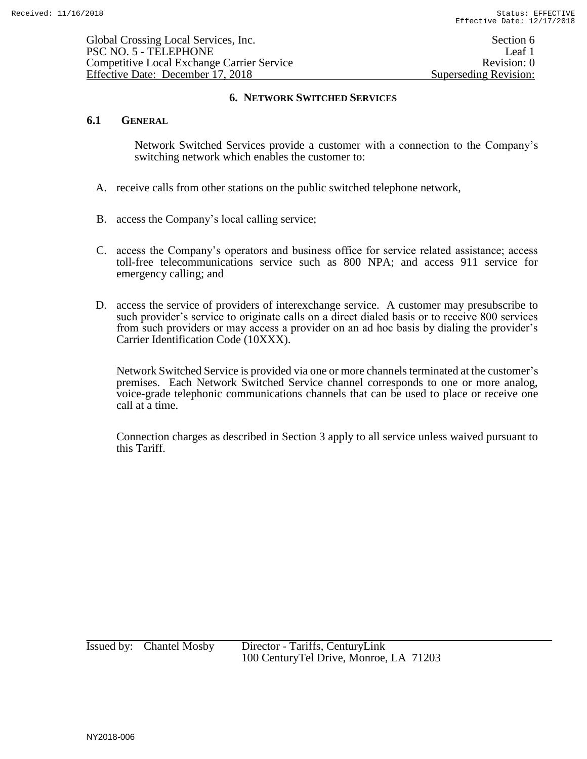# 6. NETWORK SWITCHED SERVICES

## 6.1 GENERAL

Network Switched Services provide a customer with a connection to the Company's switching network which enables the customer to:

A. receive calls from other stations on the public switched telephone network,

B. access the Company's local calling service;

C. access the Company's operators and business office for service related assistance; access toll-free telecommunications service such as 800 NPA; and access 911 service for emergency calling; and

D. access the service of providers of interexchange service. A customer may presubscribe to such provider's service to originate calls on a direct dialed basis or to receive 800 services from such providers or may access a provider on an ad hoc basis by dialing the provider's Carrier Identification Code (10XXX).

Network Switched Service is provided via one or more channels terminated at the customer's premises. Each Network Switched Service channel corresponds to one or more analog, voice-grade telephonic communications channels that can be used to place or receive one call at a time.

Connection charges as described in Section 3 apply to all service unless waived pursuant to this Tariff.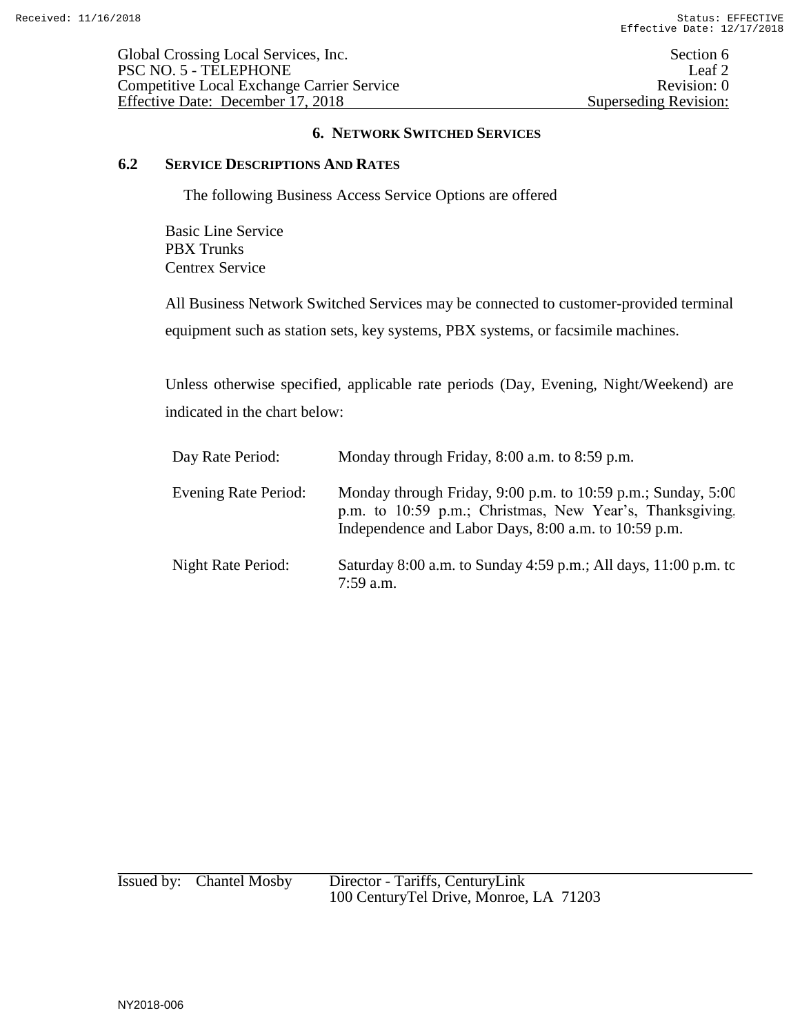## 6. NETWORK SWITCHED SERVICES

### 6.2 SERVICE DESCRIPTIONS AND RATES

The following Business Access Service Options are offered

Basic Line Service
PBX Trunks
Centrex Service

All Business Network Switched Services may be connected to customer-provided terminal equipment such as station sets, key systems, PBX systems, or facsimile machines.

Unless otherwise specified, applicable rate periods (Day, Evening, Night/Weekend) are indicated in the chart below:

| | |
|---|---|
| Day Rate Period: | Monday through Friday, 8:00 a.m. to 8:59 p.m. |
| Evening Rate Period: | Monday through Friday, 9:00 p.m. to 10:59 p.m.; Sunday, 5:00 p.m. to 10:59 p.m.; Christmas, New Year's, Thanksgiving, Independence and Labor Days, 8:00 a.m. to 10:59 p.m. |
| Night Rate Period: | Saturday 8:00 a.m. to Sunday 4:59 p.m.; All days, 11:00 p.m. to 7:59 a.m. |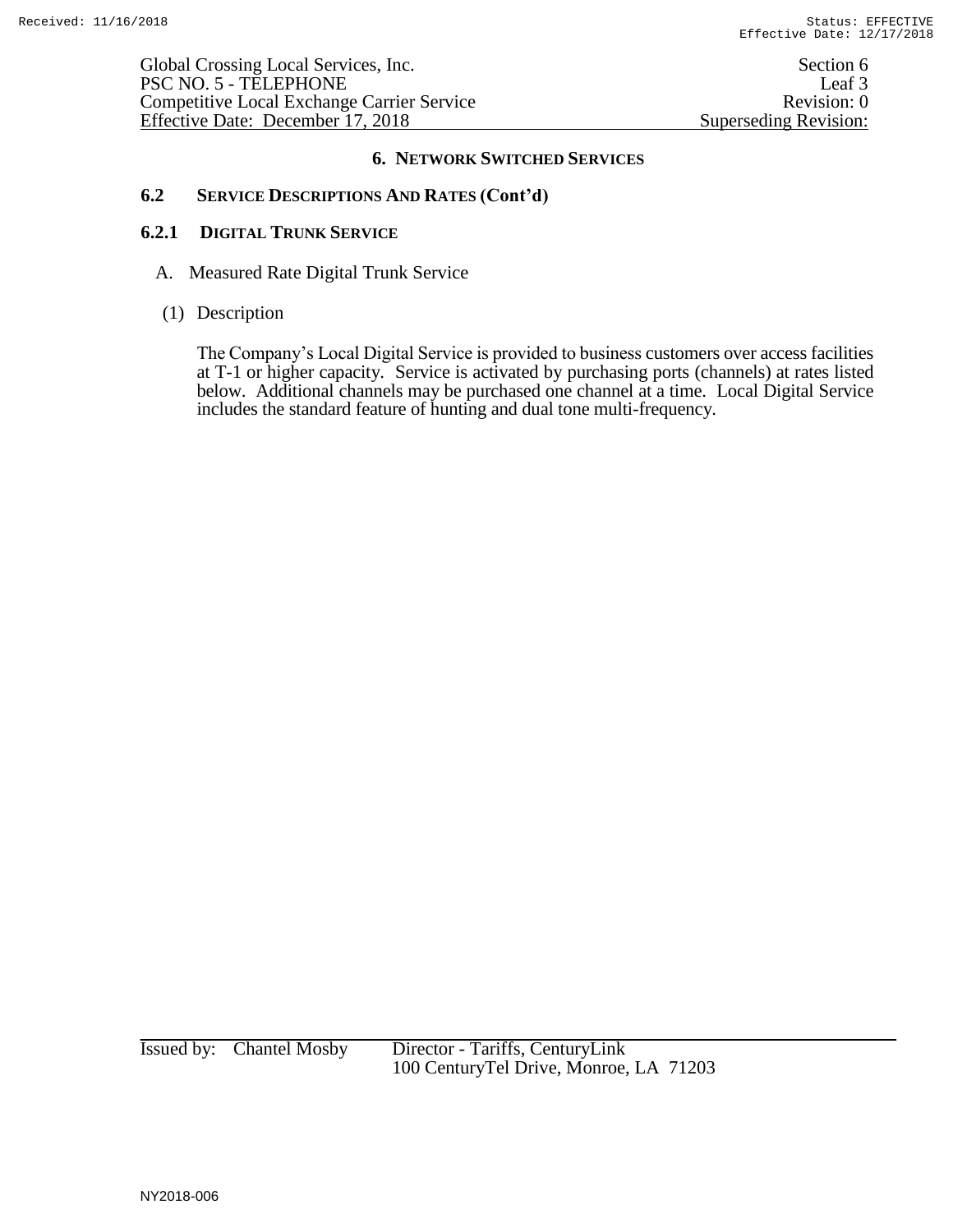## 6. NETWORK SWITCHED SERVICES

### 6.2 SERVICE DESCRIPTIONS AND RATES (Cont'd)

### 6.2.1 DIGITAL TRUNK SERVICE

A. Measured Rate Digital Trunk Service

(1) Description

The Company's Local Digital Service is provided to business customers over access facilities at T-1 or higher capacity. Service is activated by purchasing ports (channels) at rates listed below. Additional channels may be purchased one channel at a time. Local Digital Service includes the standard feature of hunting and dual tone multi-frequency.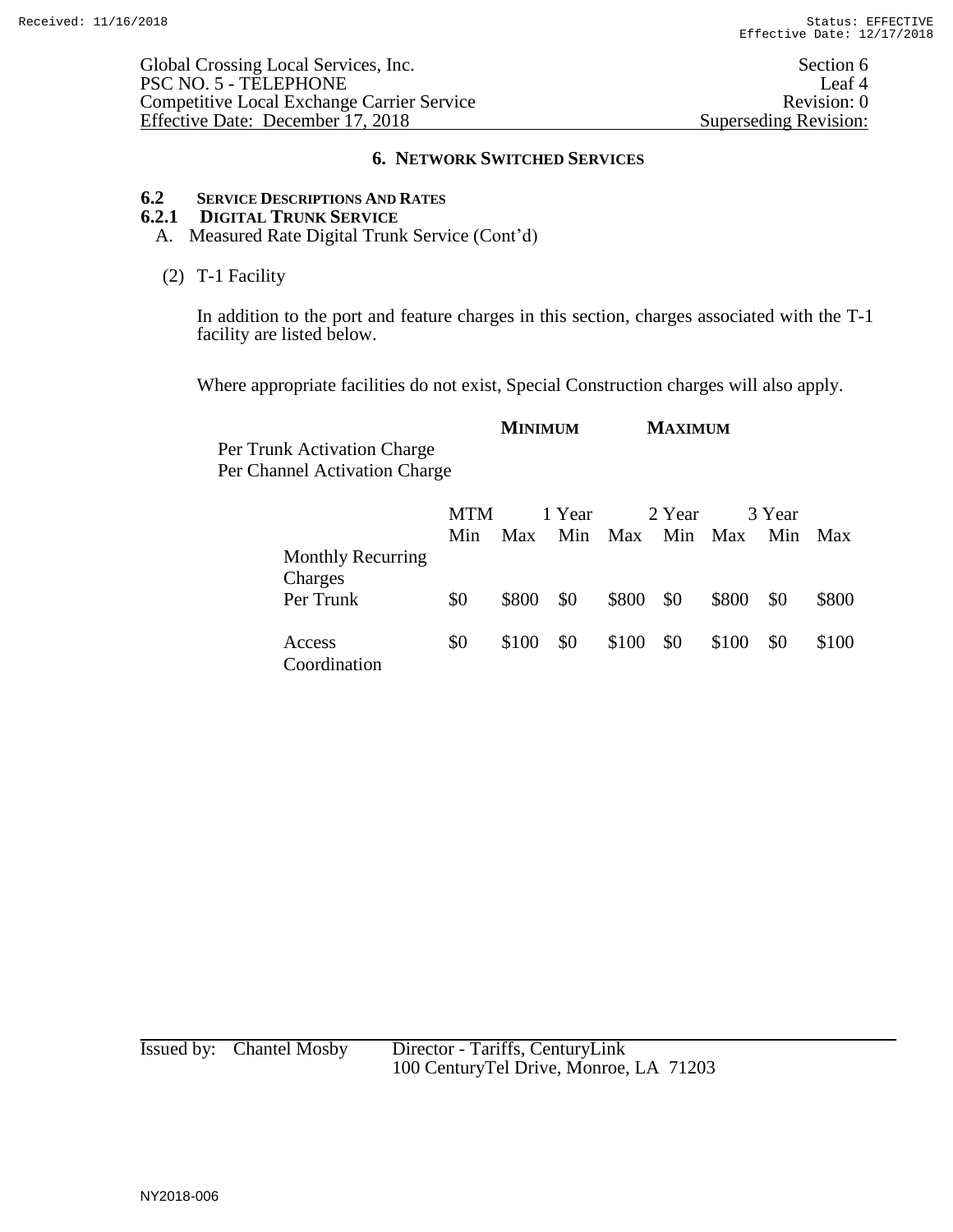## 6. NETWORK SWITCHED SERVICES

### 6.2 SERVICE DESCRIPTIONS AND RATES

### 6.2.1 DIGITAL TRUNK SERVICE

A. Measured Rate Digital Trunk Service (Cont'd)

(2) T-1 Facility

In addition to the port and feature charges in this section, charges associated with the T-1 facility are listed below.

Where appropriate facilities do not exist, Special Construction charges will also apply.

| | MINIMUM | MAXIMUM |
|---|---|---|
| Per Trunk Activation Charge | | |
| Per Channel Activation Charge | | |

| | MTM | | 1 Year | | 2 Year | | 3 Year | |
|---|---|---|---|---|---|---|---|---|
| | Min | Max | Min | Max | Min | Max | Min | Max |
| Monthly Recurring Charges | | | | | | | | |
| Per Trunk | $0 | $800 | $0 | $800 | $0 | $800 | $0 | $800 |
| Access Coordination | $0 | $100 | $0 | $100 | $0 | $100 | $0 | $100 |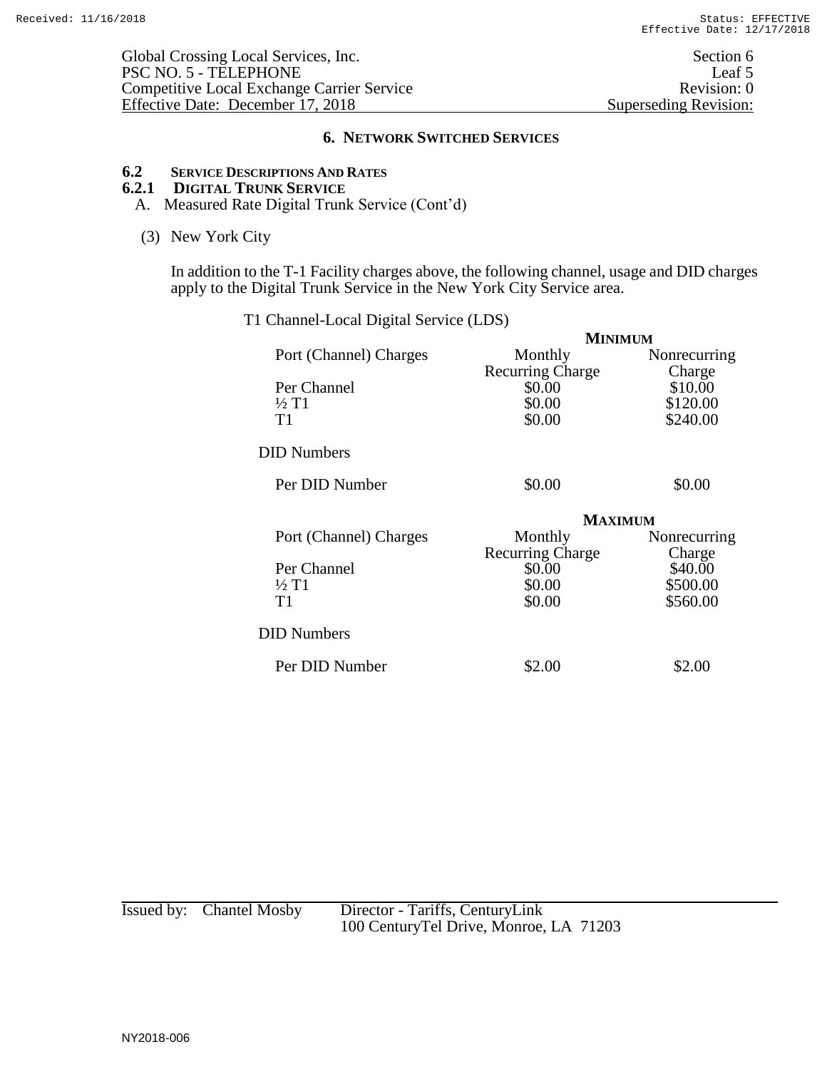## 6. NETWORK SWITCHED SERVICES

### 6.2 SERVICE DESCRIPTIONS AND RATES

### 6.2.1 DIGITAL TRUNK SERVICE

A. Measured Rate Digital Trunk Service (Cont'd)

(3) New York City

In addition to the T-1 Facility charges above, the following channel, usage and DID charges apply to the Digital Trunk Service in the New York City Service area.

T1 Channel-Local Digital Service (LDS)

| | **MINIMUM** | |
|---|---|---|
| Port (Channel) Charges | Monthly Recurring Charge | Nonrecurring Charge |
| Per Channel | $0.00 | $10.00 |
| ½ T1 | $0.00 | $120.00 |
| T1 | $0.00 | $240.00 |
| DID Numbers | | |
| Per DID Number | $0.00 | $0.00 |

| | **MAXIMUM** | |
|---|---|---|
| Port (Channel) Charges | Monthly Recurring Charge | Nonrecurring Charge |
| Per Channel | $0.00 | $40.00 |
| ½ T1 | $0.00 | $500.00 |
| T1 | $0.00 | $560.00 |
| DID Numbers | | |
| Per DID Number | $2.00 | $2.00 |

Issued by: Chantel Mosby Director - Tariffs, CenturyLink
100 CenturyTel Drive, Monroe, LA 71203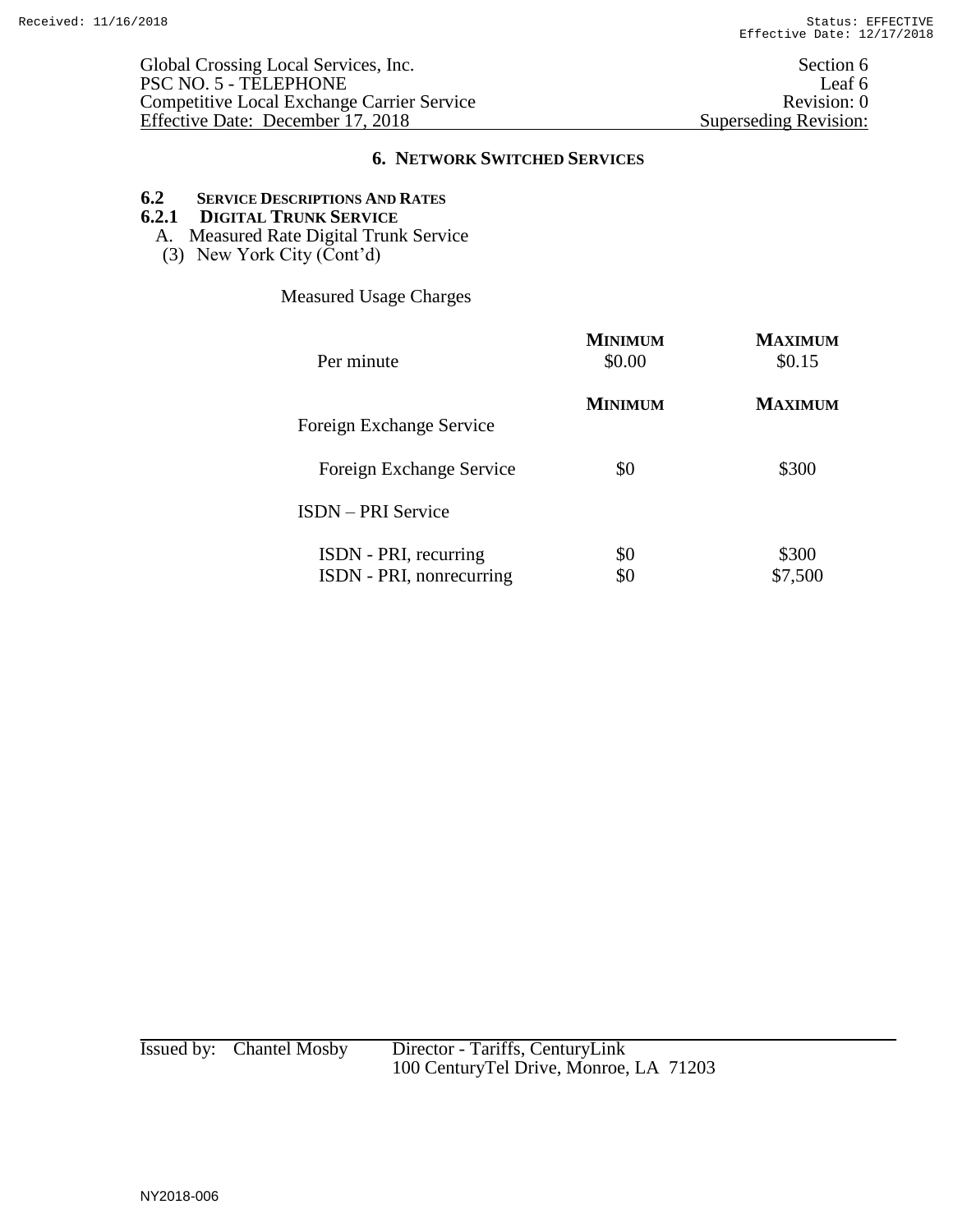## 6. NETWORK SWITCHED SERVICES

### 6.2 SERVICE DESCRIPTIONS AND RATES

### 6.2.1 DIGITAL TRUNK SERVICE

A. Measured Rate Digital Trunk Service

(3) New York City (Cont'd)

Measured Usage Charges

| | MINIMUM | MAXIMUM |
|---|---|---|
| Per minute | $0.00 | $0.15 |

| | MINIMUM | MAXIMUM |
|---|---|---|
| Foreign Exchange Service | | |
| Foreign Exchange Service | $0 | $300 |
| ISDN – PRI Service | | |
| ISDN - PRI, recurring | $0 | $300 |
| ISDN - PRI, nonrecurring | $0 | $7,500 |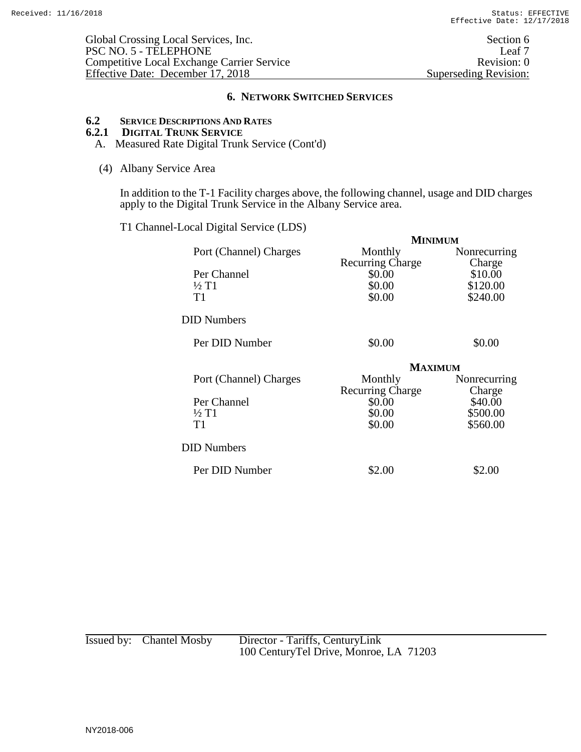# 6. NETWORK SWITCHED SERVICES

## 6.2 SERVICE DESCRIPTIONS AND RATES

### 6.2.1 DIGITAL TRUNK SERVICE

A. Measured Rate Digital Trunk Service (Cont'd)

(4) Albany Service Area

In addition to the T-1 Facility charges above, the following channel, usage and DID charges apply to the Digital Trunk Service in the Albany Service area.

T1 Channel-Local Digital Service (LDS)

| | **MINIMUM** | |
|---|---|---|
| Port (Channel) Charges | Monthly Recurring Charge | Nonrecurring Charge |
| Per Channel | $0.00 | $10.00 |
| ½ T1 | $0.00 | $120.00 |
| T1 | $0.00 | $240.00 |
| DID Numbers | | |
| Per DID Number | $0.00 | $0.00 |

| | **MAXIMUM** | |
|---|---|---|
| Port (Channel) Charges | Monthly Recurring Charge | Nonrecurring Charge |
| Per Channel | $0.00 | $40.00 |
| ½ T1 | $0.00 | $500.00 |
| T1 | $0.00 | $560.00 |
| DID Numbers | | |
| Per DID Number | $2.00 | $2.00 |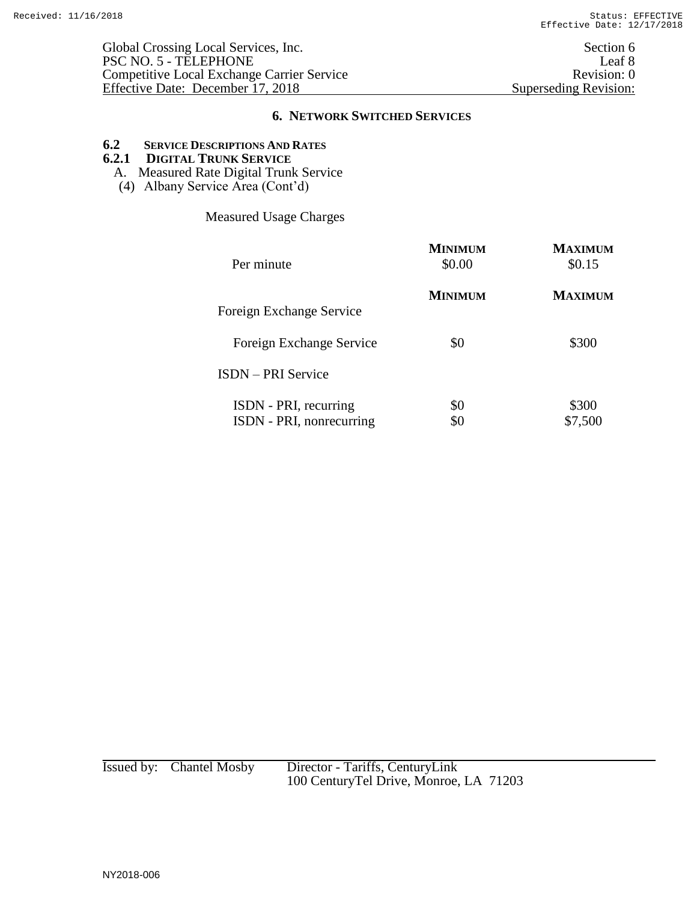## 6. NETWORK SWITCHED SERVICES

### 6.2 SERVICE DESCRIPTIONS AND RATES

### 6.2.1 DIGITAL TRUNK SERVICE

A. Measured Rate Digital Trunk Service

(4) Albany Service Area (Cont'd)

Measured Usage Charges

| | MINIMUM | MAXIMUM |
|---|---|---|
| Per minute | $0.00 | $0.15 |

| | MINIMUM | MAXIMUM |
|---|---|---|
| Foreign Exchange Service | | |
| Foreign Exchange Service | $0 | $300 |
| ISDN – PRI Service | | |
| ISDN - PRI, recurring | $0 | $300 |
| ISDN - PRI, nonrecurring | $0 | $7,500 |

Issued by: Chantel Mosby Director - Tariffs, CenturyLink
100 CenturyTel Drive, Monroe, LA 71203

NY2018-006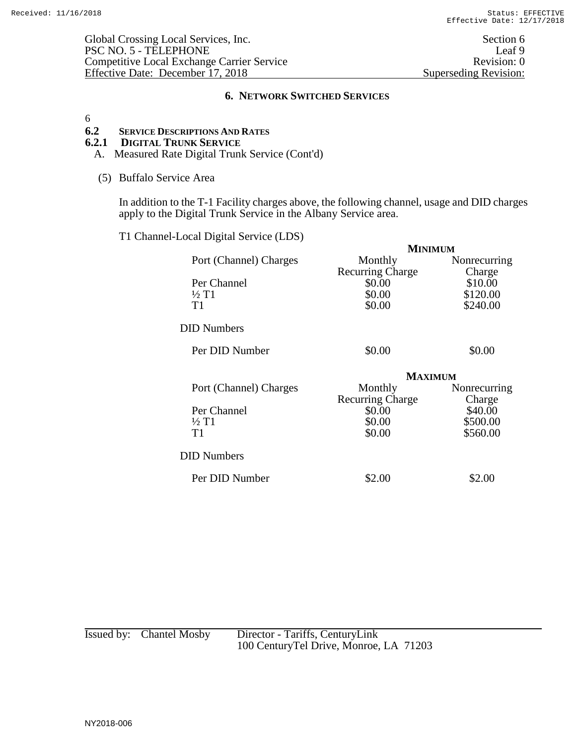# 6. NETWORK SWITCHED SERVICES

6

## 6.2 SERVICE DESCRIPTIONS AND RATES

### 6.2.1 DIGITAL TRUNK SERVICE

A. Measured Rate Digital Trunk Service (Cont'd)

(5) Buffalo Service Area

In addition to the T-1 Facility charges above, the following channel, usage and DID charges apply to the Digital Trunk Service in the Albany Service area.

T1 Channel-Local Digital Service (LDS)

| | MINIMUM | |
|---|---|---|
| Port (Channel) Charges | Monthly Recurring Charge | Nonrecurring Charge |
| Per Channel | $0.00 | $10.00 |
| ½ T1 | $0.00 | $120.00 |
| T1 | $0.00 | $240.00 |
| DID Numbers | | |
| Per DID Number | $0.00 | $0.00 |

| | MAXIMUM | |
|---|---|---|
| Port (Channel) Charges | Monthly Recurring Charge | Nonrecurring Charge |
| Per Channel | $0.00 | $40.00 |
| ½ T1 | $0.00 | $500.00 |
| T1 | $0.00 | $560.00 |
| DID Numbers | | |
| Per DID Number | $2.00 | $2.00 |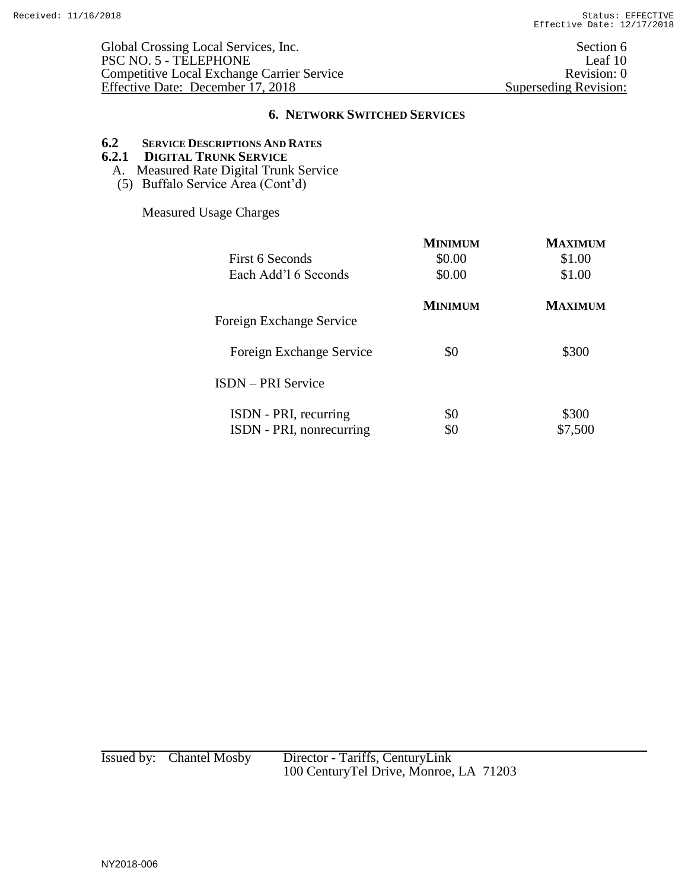Global Crossing Local Services, Inc. | Section 6
PSC NO. 5 - TELEPHONE | Leaf 10
Competitive Local Exchange Carrier Service | Revision: 0
Effective Date: December 17, 2018 | Superseding Revision:

## 6. NETWORK SWITCHED SERVICES

### 6.2 SERVICE DESCRIPTIONS AND RATES

### 6.2.1 DIGITAL TRUNK SERVICE

A. Measured Rate Digital Trunk Service

(5) Buffalo Service Area (Cont'd)

Measured Usage Charges

| | MINIMUM | MAXIMUM |
|---|---|---|
| First 6 Seconds | \$0.00 | \$1.00 |
| Each Add'l 6 Seconds | \$0.00 | \$1.00 |

| | MINIMUM | MAXIMUM |
|---|---|---|
| **Foreign Exchange Service** | | |
| Foreign Exchange Service | \$0 | \$300 |
| **ISDN – PRI Service** | | |
| ISDN - PRI, recurring | \$0 | \$300 |
| ISDN - PRI, nonrecurring | \$0 | \$7,500 |

Issued by: Chantel Mosby, Director - Tariffs, CenturyLink
100 CenturyTel Drive, Monroe, LA 71203

NY2018-006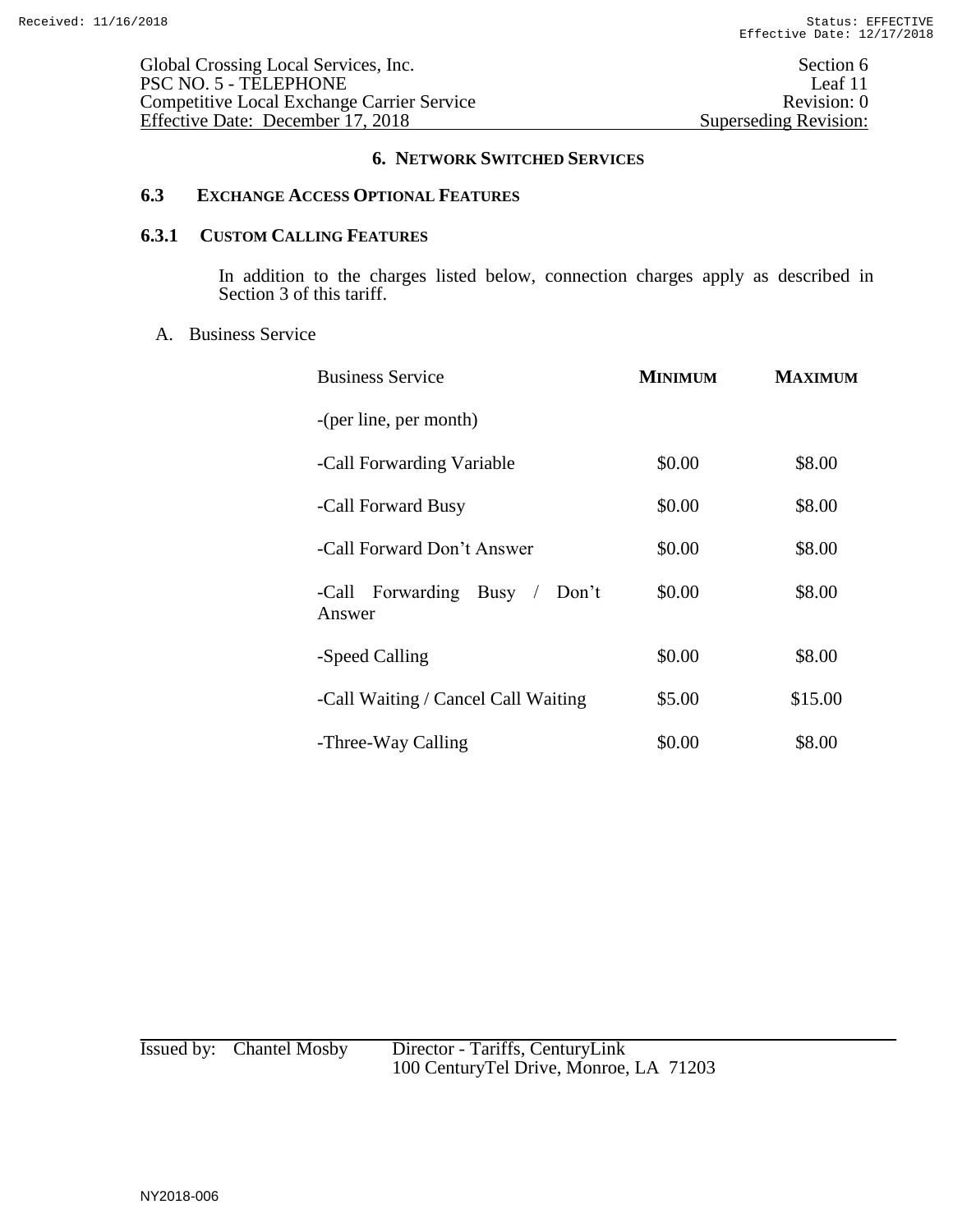## 6. NETWORK SWITCHED SERVICES

### 6.3 EXCHANGE ACCESS OPTIONAL FEATURES

#### 6.3.1 CUSTOM CALLING FEATURES

In addition to the charges listed below, connection charges apply as described in Section 3 of this tariff.

A. Business Service

| Business Service | MINIMUM | MAXIMUM |
|---|---|---|
| -(per line, per month) | | |
| -Call Forwarding Variable | $0.00 | $8.00 |
| -Call Forward Busy | $0.00 | $8.00 |
| -Call Forward Don't Answer | $0.00 | $8.00 |
| -Call Forwarding Busy / Don't Answer | $0.00 | $8.00 |
| -Speed Calling | $0.00 | $8.00 |
| -Call Waiting / Cancel Call Waiting | $5.00 | $15.00 |
| -Three-Way Calling | $0.00 | $8.00 |

Issued by: Chantel Mosby Director - Tariffs, CenturyLink
100 CenturyTel Drive, Monroe, LA 71203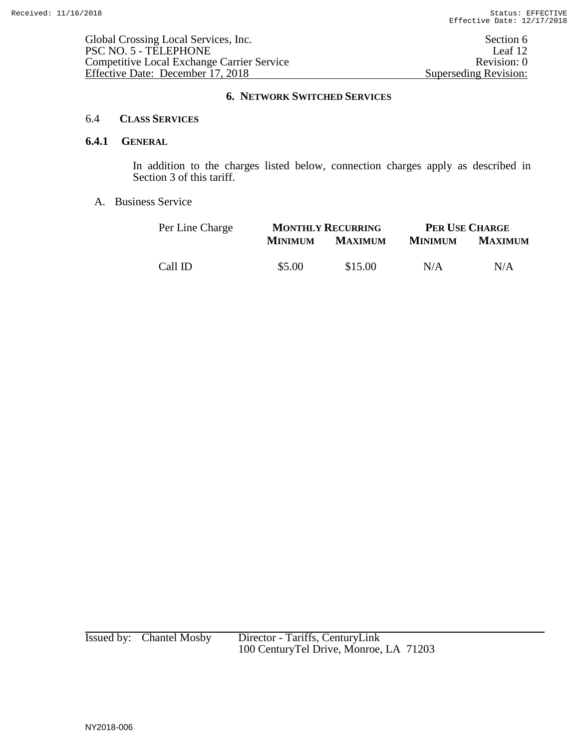## 6. NETWORK SWITCHED SERVICES

### 6.4 CLASS SERVICES

### 6.4.1 GENERAL

In addition to the charges listed below, connection charges apply as described in Section 3 of this tariff.

A. Business Service

| Per Line Charge | MONTHLY RECURRING | | PER USE CHARGE | |
|---|---|---|---|---|
| | MINIMUM | MAXIMUM | MINIMUM | MAXIMUM |
| Call ID | $5.00 | $15.00 | N/A | N/A |

Issued by: Chantel Mosby  Director - Tariffs, CenturyLink
100 CenturyTel Drive, Monroe, LA 71203